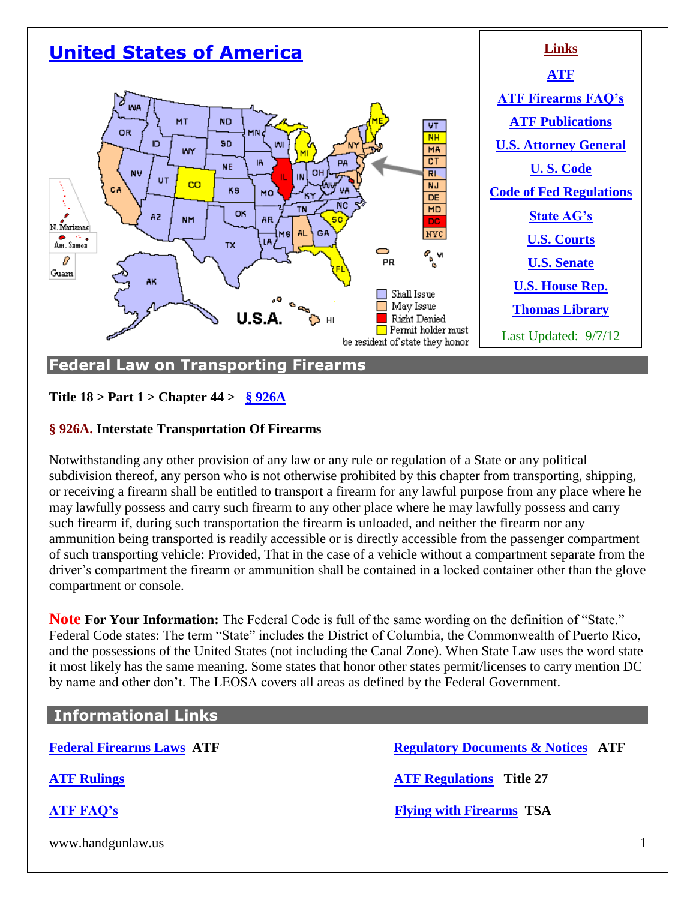# United States of America

## Links

ATF

ATF Firearms FAQ's

ATF Publications

U.S. Attorney General

U. S. Code

Code of Fed Regulations

State AG's

U.S. Courts

U.S. Senate

U.S. House Rep.

Thomas Library

Last Updated: 9/7/12

## Federal Law on Transporting Firearms

**Title 18 > Part 1 > Chapter 44 > § 926A**

**§ 926A. Interstate Transportation Of Firearms**

Notwithstanding any other provision of any law or any rule or regulation of a State or any political subdivision thereof, any person who is not otherwise prohibited by this chapter from transporting, shipping, or receiving a firearm shall be entitled to transport a firearm for any lawful purpose from any place where he may lawfully possess and carry such firearm to any other place where he may lawfully possess and carry such firearm if, during such transportation the firearm is unloaded, and neither the firearm nor any ammunition being transported is readily accessible or is directly accessible from the passenger compartment of such transporting vehicle: Provided, That in the case of a vehicle without a compartment separate from the driver's compartment the firearm or ammunition shall be contained in a locked container other than the glove compartment or console.

**Note For Your Information:** The Federal Code is full of the same wording on the definition of "State." Federal Code states: The term "State" includes the District of Columbia, the Commonwealth of Puerto Rico, and the possessions of the United States (not including the Canal Zone). When State Law uses the word state it most likely has the same meaning. Some states that honor other states permit/licenses to carry mention DC by name and other don't. The LEOSA covers all areas as defined by the Federal Government.

## Informational Links

Federal Firearms Laws **ATF**

Regulatory Documents & Notices **ATF**

ATF Rulings

ATF Regulations **Title 27**

ATF FAQ's

Flying with Firearms **TSA**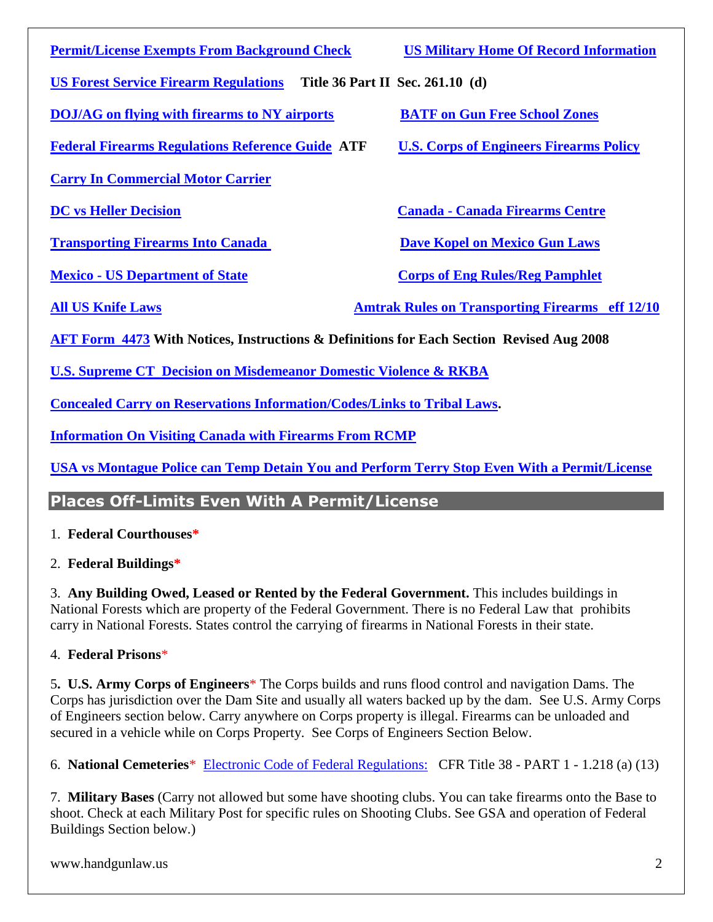**Permit/License Exempts From Background Check**

**US Military Home Of Record Information**

**US Forest Service Firearm Regulations** **Title 36 Part II Sec. 261.10 (d)**

**DOJ/AG on flying with firearms to NY airports**

**BATF on Gun Free School Zones**

**Federal Firearms Regulations Reference Guide** **ATF**

**U.S. Corps of Engineers Firearms Policy**

**Carry In Commercial Motor Carrier**

**DC vs Heller Decision**

**Canada - Canada Firearms Centre**

**Transporting Firearms Into Canada**

**Dave Kopel on Mexico Gun Laws**

**Mexico - US Department of State**

**Corps of Eng Rules/Reg Pamphlet**

**All US Knife Laws**

**Amtrak Rules on Transporting Firearms eff 12/10**

**AFT Form 4473** **With Notices, Instructions & Definitions for Each Section Revised Aug 2008**

**U.S. Supreme CT Decision on Misdemeanor Domestic Violence & RKBA**

**Concealed Carry on Reservations Information/Codes/Links to Tribal Laws.**

**Information On Visiting Canada with Firearms From RCMP**

**USA vs Montague Police can Temp Detain You and Perform Terry Stop Even With a Permit/License**

## Places Off-Limits Even With A Permit/License

1. **Federal Courthouses***

2. **Federal Buildings***

3. **Any Building Owed, Leased or Rented by the Federal Government.** This includes buildings in National Forests which are property of the Federal Government. There is no Federal Law that prohibits carry in National Forests. States control the carrying of firearms in National Forests in their state.

4. **Federal Prisons***

5. **U.S. Army Corps of Engineers*** The Corps builds and runs flood control and navigation Dams. The Corps has jurisdiction over the Dam Site and usually all waters backed up by the dam. See U.S. Army Corps of Engineers section below. Carry anywhere on Corps property is illegal. Firearms can be unloaded and secured in a vehicle while on Corps Property. See Corps of Engineers Section Below.

6. **National Cemeteries*** Electronic Code of Federal Regulations: CFR Title 38 - PART 1 - 1.218 (a) (13)

7. **Military Bases** (Carry not allowed but some have shooting clubs. You can take firearms onto the Base to shoot. Check at each Military Post for specific rules on Shooting Clubs. See GSA and operation of Federal Buildings Section below.)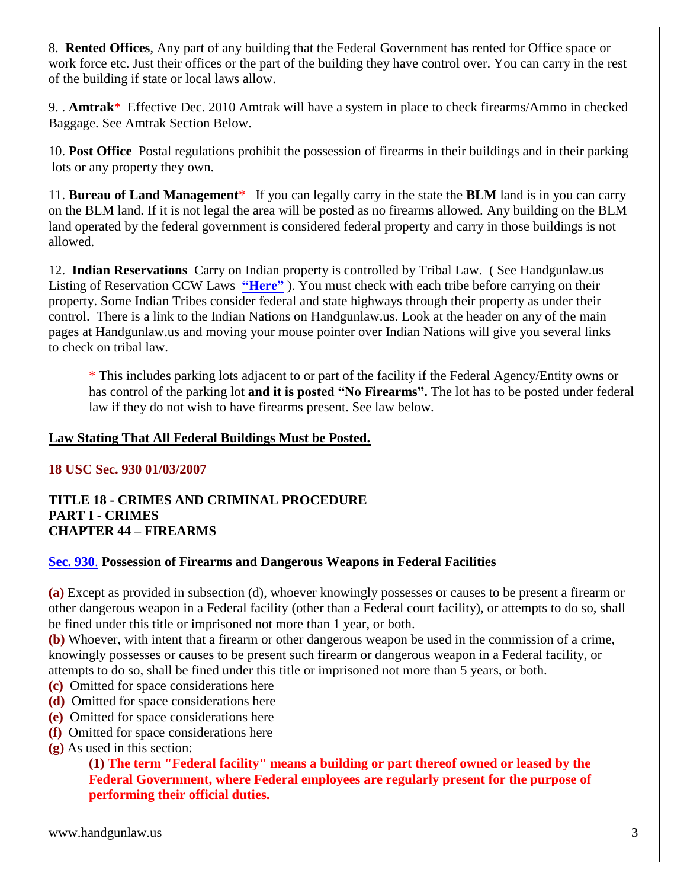8. **Rented Offices**, Any part of any building that the Federal Government has rented for Office space or work force etc. Just their offices or the part of the building they have control over. You can carry in the rest of the building if state or local laws allow.

9. . **Amtrak*** Effective Dec. 2010 Amtrak will have a system in place to check firearms/Ammo in checked Baggage. See Amtrak Section Below.

10. **Post Office** Postal regulations prohibit the possession of firearms in their buildings and in their parking lots or any property they own.

11. **Bureau of Land Management*** If you can legally carry in the state the **BLM** land is in you can carry on the BLM land. If it is not legal the area will be posted as no firearms allowed. Any building on the BLM land operated by the federal government is considered federal property and carry in those buildings is not allowed.

12. **Indian Reservations** Carry on Indian property is controlled by Tribal Law. ( See Handgunlaw.us Listing of Reservation CCW Laws **"Here"** ). You must check with each tribe before carrying on their property. Some Indian Tribes consider federal and state highways through their property as under their control. There is a link to the Indian Nations on Handgunlaw.us. Look at the header on any of the main pages at Handgunlaw.us and moving your mouse pointer over Indian Nations will give you several links to check on tribal law.

> * This includes parking lots adjacent to or part of the facility if the Federal Agency/Entity owns or has control of the parking lot **and it is posted "No Firearms".** The lot has to be posted under federal law if they do not wish to have firearms present. See law below.

**Law Stating That All Federal Buildings Must be Posted.**

**18 USC Sec. 930 01/03/2007**

**TITLE 18 - CRIMES AND CRIMINAL PROCEDURE**
**PART I - CRIMES**
**CHAPTER 44 – FIREARMS**

**Sec. 930. Possession of Firearms and Dangerous Weapons in Federal Facilities**

**(a)** Except as provided in subsection (d), whoever knowingly possesses or causes to be present a firearm or other dangerous weapon in a Federal facility (other than a Federal court facility), or attempts to do so, shall be fined under this title or imprisoned not more than 1 year, or both.
**(b)** Whoever, with intent that a firearm or other dangerous weapon be used in the commission of a crime, knowingly possesses or causes to be present such firearm or dangerous weapon in a Federal facility, or attempts to do so, shall be fined under this title or imprisoned not more than 5 years, or both.
**(c)** Omitted for space considerations here
**(d)** Omitted for space considerations here
**(e)** Omitted for space considerations here
**(f)** Omitted for space considerations here
**(g)** As used in this section:

> **(1) The term "Federal facility" means a building or part thereof owned or leased by the Federal Government, where Federal employees are regularly present for the purpose of performing their official duties.**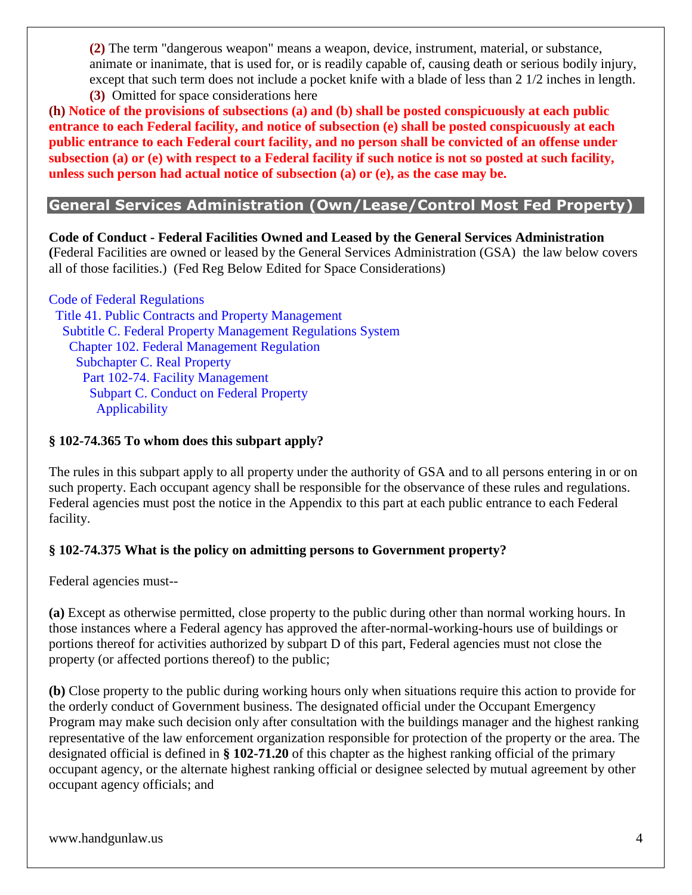**(2)** The term "dangerous weapon" means a weapon, device, instrument, material, or substance, animate or inanimate, that is used for, or is readily capable of, causing death or serious bodily injury, except that such term does not include a pocket knife with a blade of less than 2 1/2 inches in length.

**(3)** Omitted for space considerations here

**(h) Notice of the provisions of subsections (a) and (b) shall be posted conspicuously at each public entrance to each Federal facility, and notice of subsection (e) shall be posted conspicuously at each public entrance to each Federal court facility, and no person shall be convicted of an offense under subsection (a) or (e) with respect to a Federal facility if such notice is not so posted at such facility, unless such person had actual notice of subsection (a) or (e), as the case may be.**

## General Services Administration (Own/Lease/Control Most Fed Property)

**Code of Conduct - Federal Facilities Owned and Leased by the General Services Administration**
**(**Federal Facilities are owned or leased by the General Services Administration (GSA) the law below covers all of those facilities.) (Fed Reg Below Edited for Space Considerations)

Code of Federal Regulations
Title 41. Public Contracts and Property Management
Subtitle C. Federal Property Management Regulations System
Chapter 102. Federal Management Regulation
Subchapter C. Real Property
Part 102-74. Facility Management
Subpart C. Conduct on Federal Property
Applicability

**§ 102-74.365 To whom does this subpart apply?**

The rules in this subpart apply to all property under the authority of GSA and to all persons entering in or on such property. Each occupant agency shall be responsible for the observance of these rules and regulations. Federal agencies must post the notice in the Appendix to this part at each public entrance to each Federal facility.

**§ 102-74.375 What is the policy on admitting persons to Government property?**

Federal agencies must--

**(a)** Except as otherwise permitted, close property to the public during other than normal working hours. In those instances where a Federal agency has approved the after-normal-working-hours use of buildings or portions thereof for activities authorized by subpart D of this part, Federal agencies must not close the property (or affected portions thereof) to the public;

**(b)** Close property to the public during working hours only when situations require this action to provide for the orderly conduct of Government business. The designated official under the Occupant Emergency Program may make such decision only after consultation with the buildings manager and the highest ranking representative of the law enforcement organization responsible for protection of the property or the area. The designated official is defined in **§ 102-71.20** of this chapter as the highest ranking official of the primary occupant agency, or the alternate highest ranking official or designee selected by mutual agreement by other occupant agency officials; and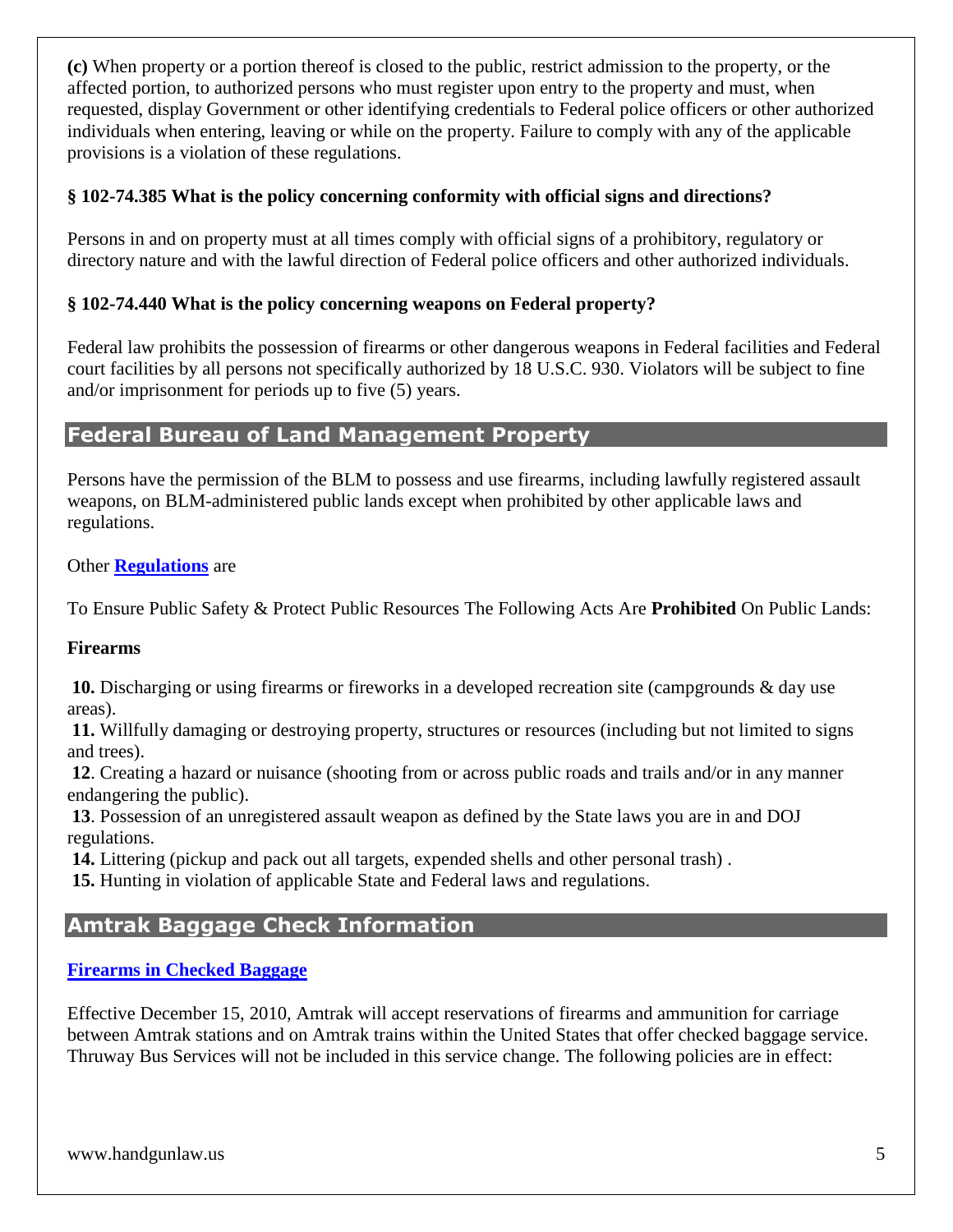**(c)** When property or a portion thereof is closed to the public, restrict admission to the property, or the affected portion, to authorized persons who must register upon entry to the property and must, when requested, display Government or other identifying credentials to Federal police officers or other authorized individuals when entering, leaving or while on the property. Failure to comply with any of the applicable provisions is a violation of these regulations.

**§ 102-74.385 What is the policy concerning conformity with official signs and directions?**

Persons in and on property must at all times comply with official signs of a prohibitory, regulatory or directory nature and with the lawful direction of Federal police officers and other authorized individuals.

**§ 102-74.440 What is the policy concerning weapons on Federal property?**

Federal law prohibits the possession of firearms or other dangerous weapons in Federal facilities and Federal court facilities by all persons not specifically authorized by 18 U.S.C. 930. Violators will be subject to fine and/or imprisonment for periods up to five (5) years.

## Federal Bureau of Land Management Property

Persons have the permission of the BLM to possess and use firearms, including lawfully registered assault weapons, on BLM-administered public lands except when prohibited by other applicable laws and regulations.

Other **Regulations** are

To Ensure Public Safety & Protect Public Resources The Following Acts Are **Prohibited** On Public Lands:

**Firearms**

**10.** Discharging or using firearms or fireworks in a developed recreation site (campgrounds & day use areas).
**11.** Willfully damaging or destroying property, structures or resources (including but not limited to signs and trees).
**12**. Creating a hazard or nuisance (shooting from or across public roads and trails and/or in any manner endangering the public).
**13**. Possession of an unregistered assault weapon as defined by the State laws you are in and DOJ regulations.
**14.** Littering (pickup and pack out all targets, expended shells and other personal trash) .
**15.** Hunting in violation of applicable State and Federal laws and regulations.

## Amtrak Baggage Check Information

**Firearms in Checked Baggage**

Effective December 15, 2010, Amtrak will accept reservations of firearms and ammunition for carriage between Amtrak stations and on Amtrak trains within the United States that offer checked baggage service. Thruway Bus Services will not be included in this service change. The following policies are in effect: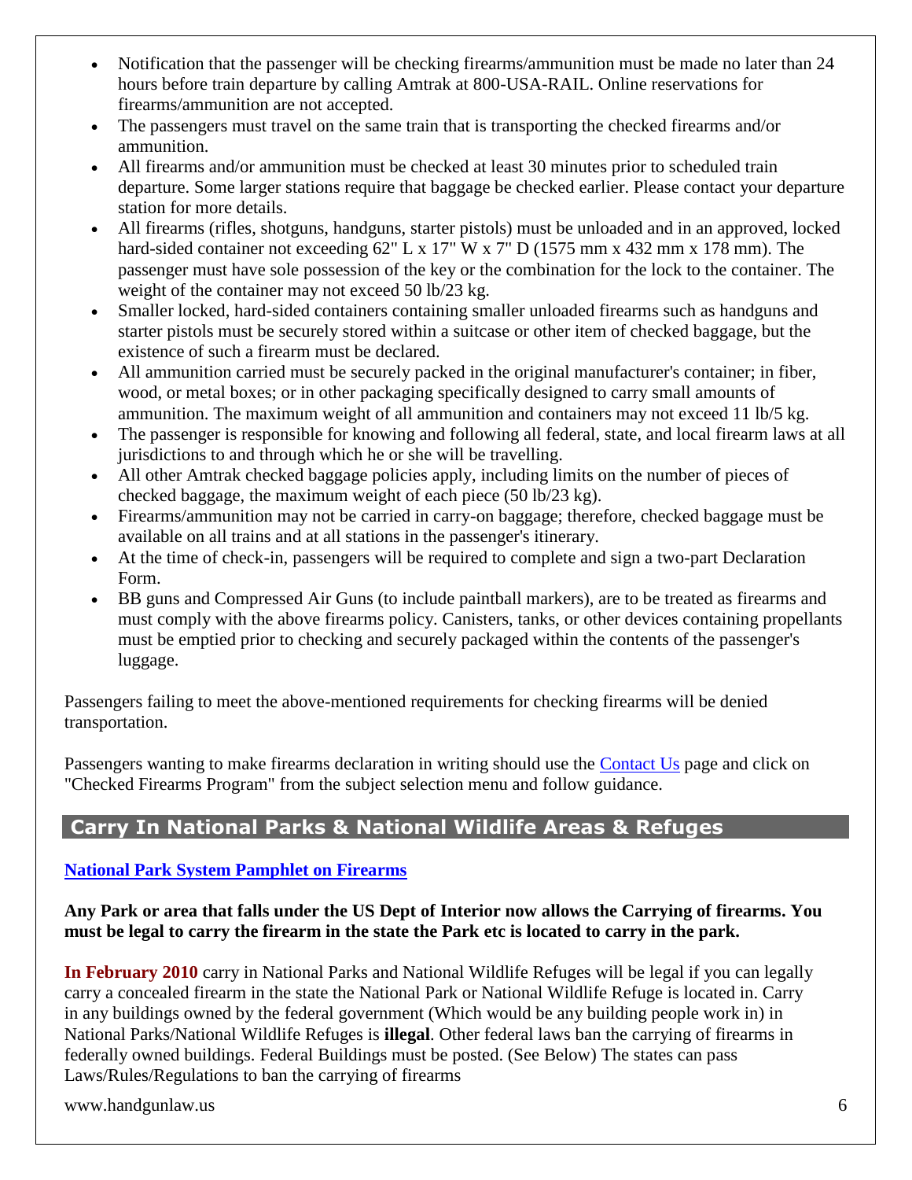- Notification that the passenger will be checking firearms/ammunition must be made no later than 24 hours before train departure by calling Amtrak at 800-USA-RAIL. Online reservations for firearms/ammunition are not accepted.
- The passengers must travel on the same train that is transporting the checked firearms and/or ammunition.
- All firearms and/or ammunition must be checked at least 30 minutes prior to scheduled train departure. Some larger stations require that baggage be checked earlier. Please contact your departure station for more details.
- All firearms (rifles, shotguns, handguns, starter pistols) must be unloaded and in an approved, locked hard-sided container not exceeding 62" L x 17" W x 7" D (1575 mm x 432 mm x 178 mm). The passenger must have sole possession of the key or the combination for the lock to the container. The weight of the container may not exceed 50 lb/23 kg.
- Smaller locked, hard-sided containers containing smaller unloaded firearms such as handguns and starter pistols must be securely stored within a suitcase or other item of checked baggage, but the existence of such a firearm must be declared.
- All ammunition carried must be securely packed in the original manufacturer's container; in fiber, wood, or metal boxes; or in other packaging specifically designed to carry small amounts of ammunition. The maximum weight of all ammunition and containers may not exceed 11 lb/5 kg.
- The passenger is responsible for knowing and following all federal, state, and local firearm laws at all jurisdictions to and through which he or she will be travelling.
- All other Amtrak checked baggage policies apply, including limits on the number of pieces of checked baggage, the maximum weight of each piece (50 lb/23 kg).
- Firearms/ammunition may not be carried in carry-on baggage; therefore, checked baggage must be available on all trains and at all stations in the passenger's itinerary.
- At the time of check-in, passengers will be required to complete and sign a two-part Declaration Form.
- BB guns and Compressed Air Guns (to include paintball markers), are to be treated as firearms and must comply with the above firearms policy. Canisters, tanks, or other devices containing propellants must be emptied prior to checking and securely packaged within the contents of the passenger's luggage.

Passengers failing to meet the above-mentioned requirements for checking firearms will be denied transportation.

Passengers wanting to make firearms declaration in writing should use the Contact Us page and click on "Checked Firearms Program" from the subject selection menu and follow guidance.

## Carry In National Parks & National Wildlife Areas & Refuges

**National Park System Pamphlet on Firearms**

**Any Park or area that falls under the US Dept of Interior now allows the Carrying of firearms. You must be legal to carry the firearm in the state the Park etc is located to carry in the park.**

**In February 2010** carry in National Parks and National Wildlife Refuges will be legal if you can legally carry a concealed firearm in the state the National Park or National Wildlife Refuge is located in. Carry in any buildings owned by the federal government (Which would be any building people work in) in National Parks/National Wildlife Refuges is **illegal**. Other federal laws ban the carrying of firearms in federally owned buildings. Federal Buildings must be posted. (See Below) The states can pass Laws/Rules/Regulations to ban the carrying of firearms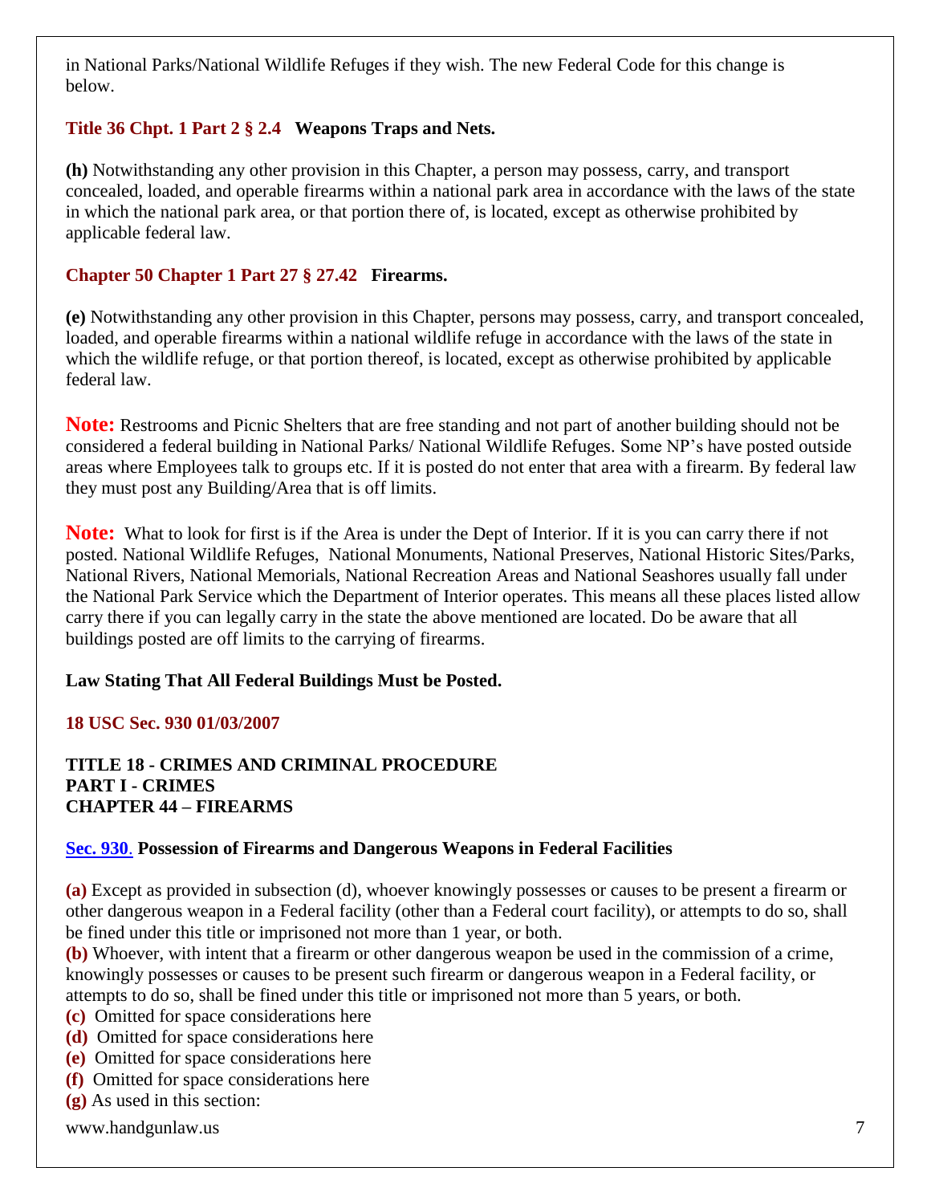in National Parks/National Wildlife Refuges if they wish. The new Federal Code for this change is below.

### Title 36 Chpt. 1 Part 2 § 2.4 Weapons Traps and Nets.

**(h)** Notwithstanding any other provision in this Chapter, a person may possess, carry, and transport concealed, loaded, and operable firearms within a national park area in accordance with the laws of the state in which the national park area, or that portion there of, is located, except as otherwise prohibited by applicable federal law.

### Chapter 50 Chapter 1 Part 27 § 27.42 Firearms.

**(e)** Notwithstanding any other provision in this Chapter, persons may possess, carry, and transport concealed, loaded, and operable firearms within a national wildlife refuge in accordance with the laws of the state in which the wildlife refuge, or that portion thereof, is located, except as otherwise prohibited by applicable federal law.

**Note:** Restrooms and Picnic Shelters that are free standing and not part of another building should not be considered a federal building in National Parks/ National Wildlife Refuges. Some NP's have posted outside areas where Employees talk to groups etc. If it is posted do not enter that area with a firearm. By federal law they must post any Building/Area that is off limits.

**Note:** What to look for first is if the Area is under the Dept of Interior. If it is you can carry there if not posted. National Wildlife Refuges, National Monuments, National Preserves, National Historic Sites/Parks, National Rivers, National Memorials, National Recreation Areas and National Seashores usually fall under the National Park Service which the Department of Interior operates. This means all these places listed allow carry there if you can legally carry in the state the above mentioned are located. Do be aware that all buildings posted are off limits to the carrying of firearms.

**Law Stating That All Federal Buildings Must be Posted.**

**18 USC Sec. 930 01/03/2007**

**TITLE 18 - CRIMES AND CRIMINAL PROCEDURE**
**PART I - CRIMES**
**CHAPTER 44 – FIREARMS**

**Sec. 930. Possession of Firearms and Dangerous Weapons in Federal Facilities**

**(a)** Except as provided in subsection (d), whoever knowingly possesses or causes to be present a firearm or other dangerous weapon in a Federal facility (other than a Federal court facility), or attempts to do so, shall be fined under this title or imprisoned not more than 1 year, or both.
**(b)** Whoever, with intent that a firearm or other dangerous weapon be used in the commission of a crime, knowingly possesses or causes to be present such firearm or dangerous weapon in a Federal facility, or attempts to do so, shall be fined under this title or imprisoned not more than 5 years, or both.
**(c)** Omitted for space considerations here
**(d)** Omitted for space considerations here
**(e)** Omitted for space considerations here
**(f)** Omitted for space considerations here
**(g)** As used in this section: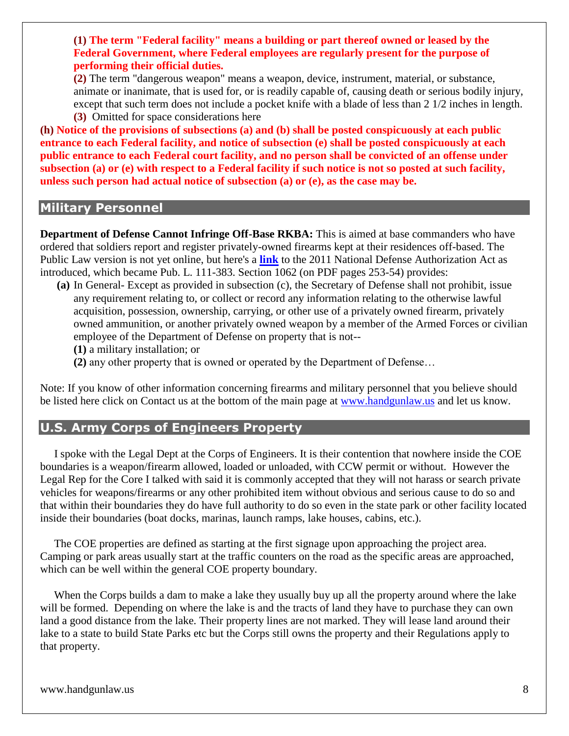**(1) The term "Federal facility" means a building or part thereof owned or leased by the Federal Government, where Federal employees are regularly present for the purpose of performing their official duties.**

**(2)** The term "dangerous weapon" means a weapon, device, instrument, material, or substance, animate or inanimate, that is used for, or is readily capable of, causing death or serious bodily injury, except that such term does not include a pocket knife with a blade of less than 2 1/2 inches in length.

**(3)** Omitted for space considerations here

**(h) Notice of the provisions of subsections (a) and (b) shall be posted conspicuously at each public entrance to each Federal facility, and notice of subsection (e) shall be posted conspicuously at each public entrance to each Federal court facility, and no person shall be convicted of an offense under subsection (a) or (e) with respect to a Federal facility if such notice is not so posted at such facility, unless such person had actual notice of subsection (a) or (e), as the case may be.**

## Military Personnel

**Department of Defense Cannot Infringe Off-Base RKBA:** This is aimed at base commanders who have ordered that soldiers report and register privately-owned firearms kept at their residences off-based. The Public Law version is not yet online, but here's a **link** to the 2011 National Defense Authorization Act as introduced, which became Pub. L. 111-383. Section 1062 (on PDF pages 253-54) provides:

**(a)** In General- Except as provided in subsection (c), the Secretary of Defense shall not prohibit, issue any requirement relating to, or collect or record any information relating to the otherwise lawful acquisition, possession, ownership, carrying, or other use of a privately owned firearm, privately owned ammunition, or another privately owned weapon by a member of the Armed Forces or civilian employee of the Department of Defense on property that is not--

**(1)** a military installation; or

**(2)** any other property that is owned or operated by the Department of Defense…

Note: If you know of other information concerning firearms and military personnel that you believe should be listed here click on Contact us at the bottom of the main page at www.handgunlaw.us and let us know.

## U.S. Army Corps of Engineers Property

I spoke with the Legal Dept at the Corps of Engineers. It is their contention that nowhere inside the COE boundaries is a weapon/firearm allowed, loaded or unloaded, with CCW permit or without. However the Legal Rep for the Core I talked with said it is commonly accepted that they will not harass or search private vehicles for weapons/firearms or any other prohibited item without obvious and serious cause to do so and that within their boundaries they do have full authority to do so even in the state park or other facility located inside their boundaries (boat docks, marinas, launch ramps, lake houses, cabins, etc.).

The COE properties are defined as starting at the first signage upon approaching the project area. Camping or park areas usually start at the traffic counters on the road as the specific areas are approached, which can be well within the general COE property boundary.

When the Corps builds a dam to make a lake they usually buy up all the property around where the lake will be formed. Depending on where the lake is and the tracts of land they have to purchase they can own land a good distance from the lake. Their property lines are not marked. They will lease land around their lake to a state to build State Parks etc but the Corps still owns the property and their Regulations apply to that property.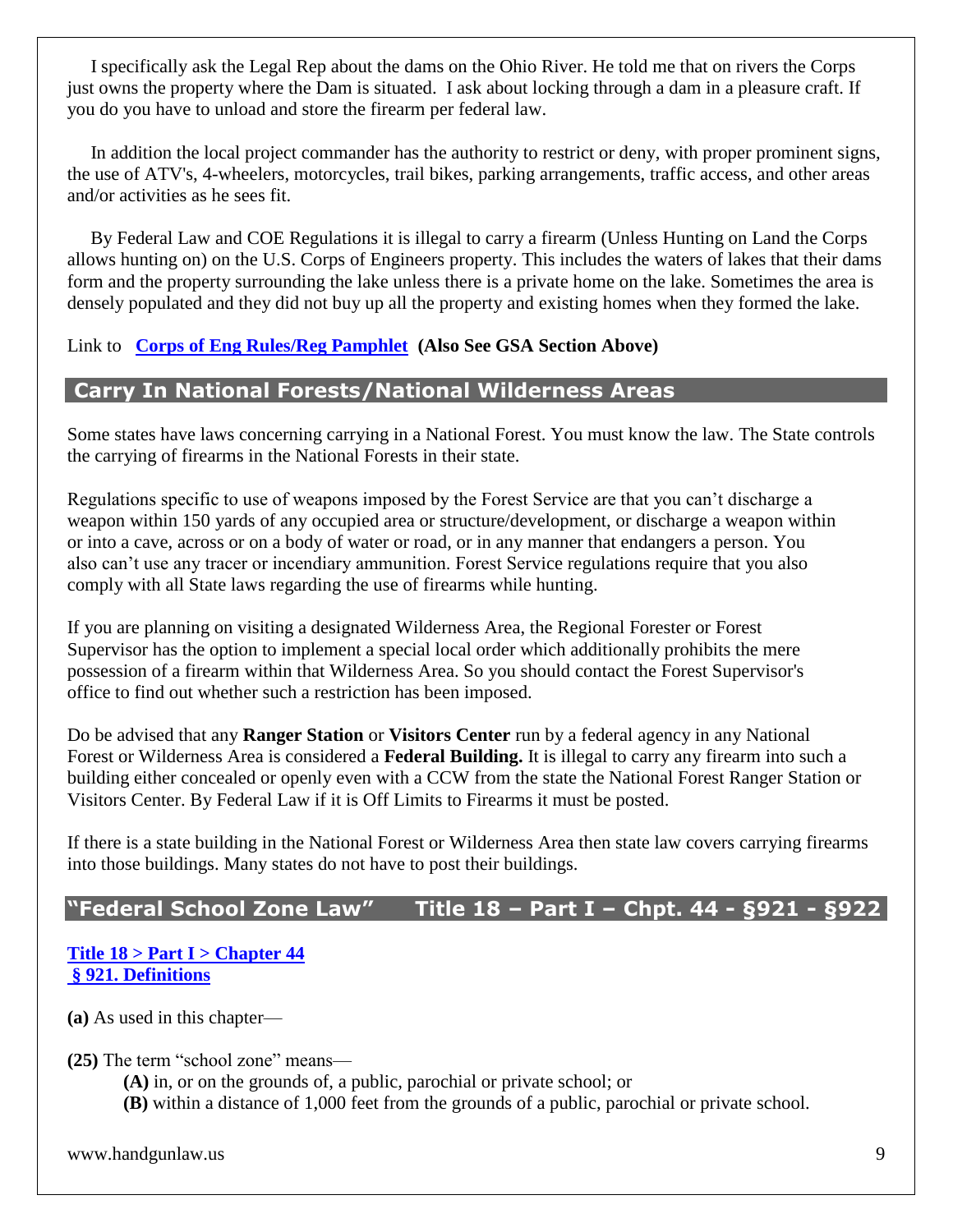I specifically ask the Legal Rep about the dams on the Ohio River. He told me that on rivers the Corps just owns the property where the Dam is situated. I ask about locking through a dam in a pleasure craft. If you do you have to unload and store the firearm per federal law.

In addition the local project commander has the authority to restrict or deny, with proper prominent signs, the use of ATV's, 4-wheelers, motorcycles, trail bikes, parking arrangements, traffic access, and other areas and/or activities as he sees fit.

By Federal Law and COE Regulations it is illegal to carry a firearm (Unless Hunting on Land the Corps allows hunting on) on the U.S. Corps of Engineers property. This includes the waters of lakes that their dams form and the property surrounding the lake unless there is a private home on the lake. Sometimes the area is densely populated and they did not buy up all the property and existing homes when they formed the lake.

Link to **Corps of Eng Rules/Reg Pamphlet** **(Also See GSA Section Above)**

## Carry In National Forests/National Wilderness Areas

Some states have laws concerning carrying in a National Forest. You must know the law. The State controls the carrying of firearms in the National Forests in their state.

Regulations specific to use of weapons imposed by the Forest Service are that you can't discharge a weapon within 150 yards of any occupied area or structure/development, or discharge a weapon within or into a cave, across or on a body of water or road, or in any manner that endangers a person. You also can't use any tracer or incendiary ammunition. Forest Service regulations require that you also comply with all State laws regarding the use of firearms while hunting.

If you are planning on visiting a designated Wilderness Area, the Regional Forester or Forest Supervisor has the option to implement a special local order which additionally prohibits the mere possession of a firearm within that Wilderness Area. So you should contact the Forest Supervisor's office to find out whether such a restriction has been imposed.

Do be advised that any **Ranger Station** or **Visitors Center** run by a federal agency in any National Forest or Wilderness Area is considered a **Federal Building.** It is illegal to carry any firearm into such a building either concealed or openly even with a CCW from the state the National Forest Ranger Station or Visitors Center. By Federal Law if it is Off Limits to Firearms it must be posted.

If there is a state building in the National Forest or Wilderness Area then state law covers carrying firearms into those buildings. Many states do not have to post their buildings.

## "Federal School Zone Law" Title 18 – Part I – Chpt. 44 - §921 - §922

**Title 18 > Part I > Chapter 44**
**§ 921. Definitions**

**(a)** As used in this chapter—

**(25)** The term "school zone" means—

**(A)** in, or on the grounds of, a public, parochial or private school; or
**(B)** within a distance of 1,000 feet from the grounds of a public, parochial or private school.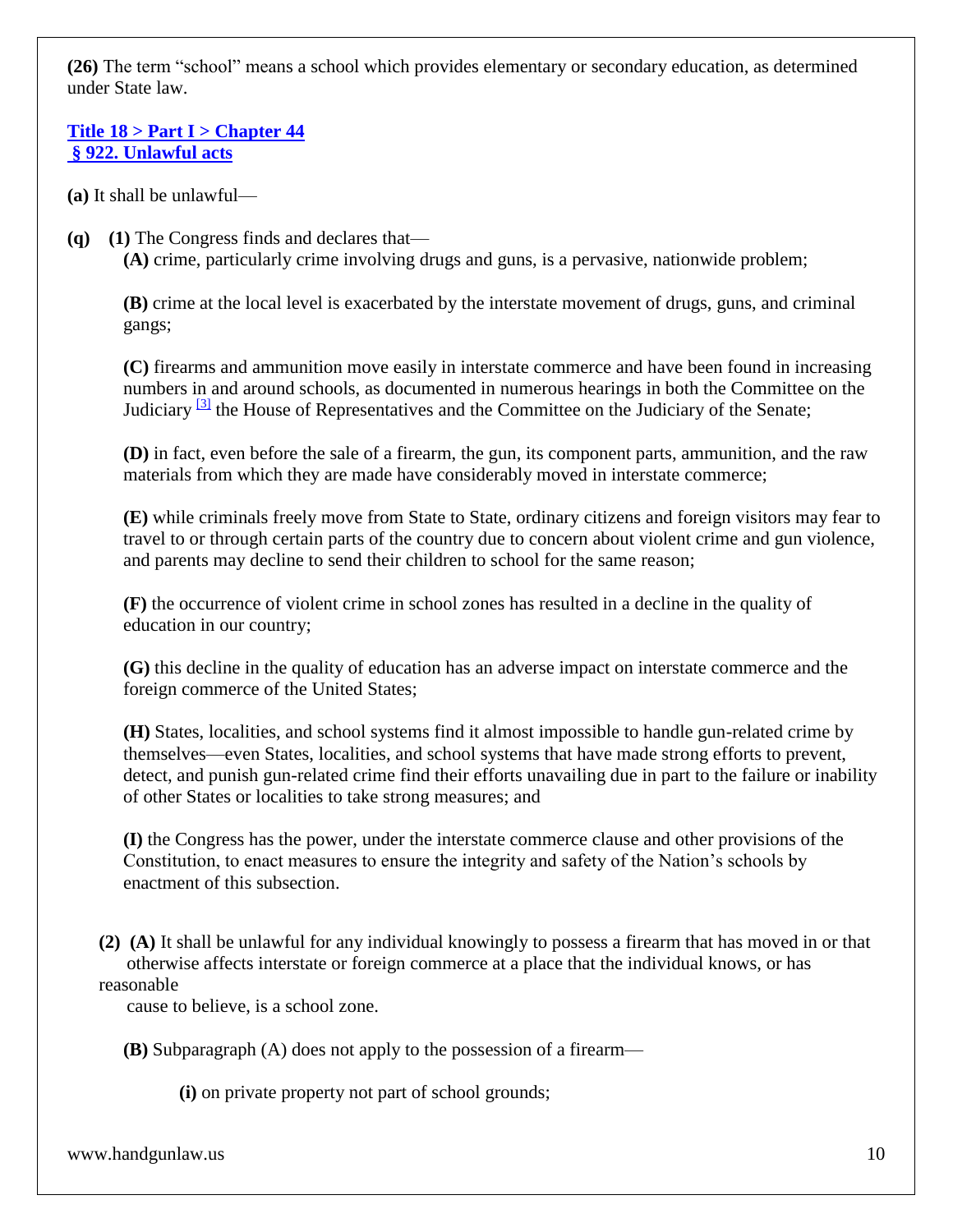**(26)** The term "school" means a school which provides elementary or secondary education, as determined under State law.

**Title 18 > Part I > Chapter 44**
**§ 922. Unlawful acts**

**(a)** It shall be unlawful—

**(q)** **(1)** The Congress finds and declares that—

**(A)** crime, particularly crime involving drugs and guns, is a pervasive, nationwide problem;

**(B)** crime at the local level is exacerbated by the interstate movement of drugs, guns, and criminal gangs;

**(C)** firearms and ammunition move easily in interstate commerce and have been found in increasing numbers in and around schools, as documented in numerous hearings in both the Committee on the Judiciary [3] the House of Representatives and the Committee on the Judiciary of the Senate;

**(D)** in fact, even before the sale of a firearm, the gun, its component parts, ammunition, and the raw materials from which they are made have considerably moved in interstate commerce;

**(E)** while criminals freely move from State to State, ordinary citizens and foreign visitors may fear to travel to or through certain parts of the country due to concern about violent crime and gun violence, and parents may decline to send their children to school for the same reason;

**(F)** the occurrence of violent crime in school zones has resulted in a decline in the quality of education in our country;

**(G)** this decline in the quality of education has an adverse impact on interstate commerce and the foreign commerce of the United States;

**(H)** States, localities, and school systems find it almost impossible to handle gun-related crime by themselves—even States, localities, and school systems that have made strong efforts to prevent, detect, and punish gun-related crime find their efforts unavailing due in part to the failure or inability of other States or localities to take strong measures; and

**(I)** the Congress has the power, under the interstate commerce clause and other provisions of the Constitution, to enact measures to ensure the integrity and safety of the Nation's schools by enactment of this subsection.

**(2)** **(A)** It shall be unlawful for any individual knowingly to possess a firearm that has moved in or that otherwise affects interstate or foreign commerce at a place that the individual knows, or has reasonable cause to believe, is a school zone.

**(B)** Subparagraph (A) does not apply to the possession of a firearm—

**(i)** on private property not part of school grounds;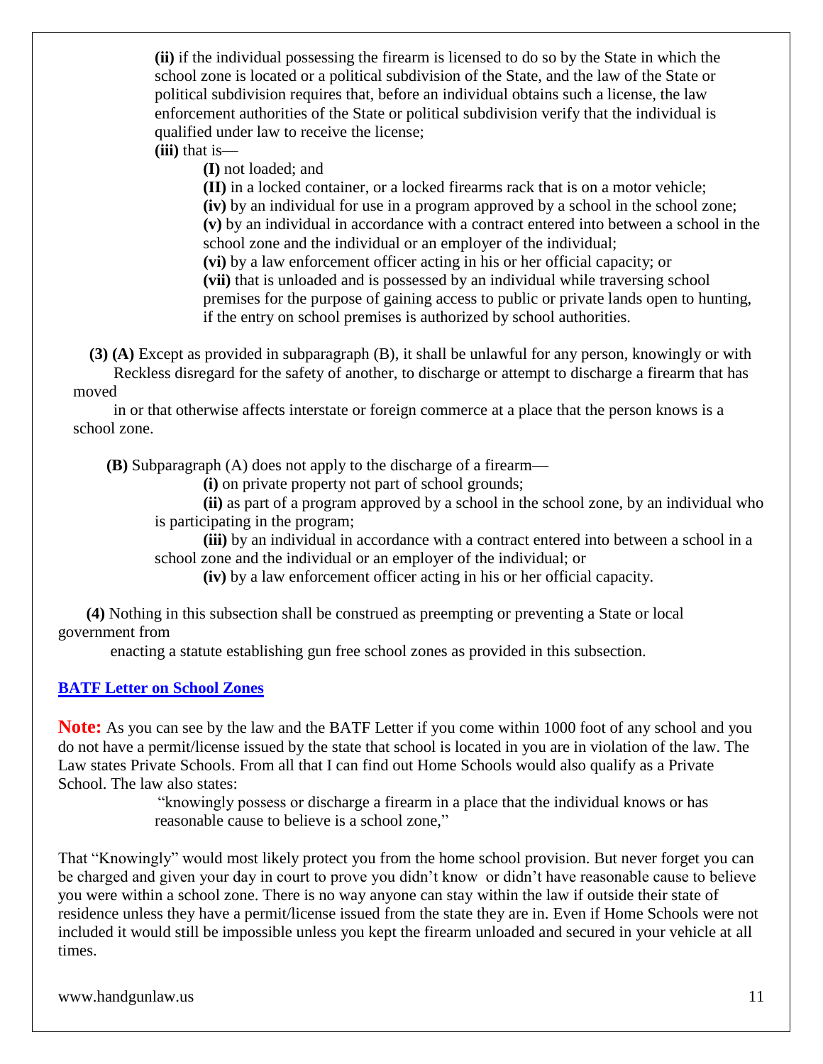**(ii)** if the individual possessing the firearm is licensed to do so by the State in which the school zone is located or a political subdivision of the State, and the law of the State or political subdivision requires that, before an individual obtains such a license, the law enforcement authorities of the State or political subdivision verify that the individual is qualified under law to receive the license;

**(iii)** that is—

**(I)** not loaded; and

**(II)** in a locked container, or a locked firearms rack that is on a motor vehicle;

**(iv)** by an individual for use in a program approved by a school in the school zone;

**(v)** by an individual in accordance with a contract entered into between a school in the school zone and the individual or an employer of the individual;

**(vi)** by a law enforcement officer acting in his or her official capacity; or

**(vii)** that is unloaded and is possessed by an individual while traversing school premises for the purpose of gaining access to public or private lands open to hunting, if the entry on school premises is authorized by school authorities.

**(3) (A)** Except as provided in subparagraph (B), it shall be unlawful for any person, knowingly or with Reckless disregard for the safety of another, to discharge or attempt to discharge a firearm that has moved in or that otherwise affects interstate or foreign commerce at a place that the person knows is a school zone.

**(B)** Subparagraph (A) does not apply to the discharge of a firearm—

**(i)** on private property not part of school grounds;

**(ii)** as part of a program approved by a school in the school zone, by an individual who is participating in the program;

**(iii)** by an individual in accordance with a contract entered into between a school in a school zone and the individual or an employer of the individual; or

**(iv)** by a law enforcement officer acting in his or her official capacity.

**(4)** Nothing in this subsection shall be construed as preempting or preventing a State or local government from enacting a statute establishing gun free school zones as provided in this subsection.

**BATF Letter on School Zones**

**Note:** As you can see by the law and the BATF Letter if you come within 1000 foot of any school and you do not have a permit/license issued by the state that school is located in you are in violation of the law. The Law states Private Schools. From all that I can find out Home Schools would also qualify as a Private School. The law also states:

> "knowingly possess or discharge a firearm in a place that the individual knows or has reasonable cause to believe is a school zone,"

That "Knowingly" would most likely protect you from the home school provision. But never forget you can be charged and given your day in court to prove you didn't know or didn't have reasonable cause to believe you were within a school zone. There is no way anyone can stay within the law if outside their state of residence unless they have a permit/license issued from the state they are in. Even if Home Schools were not included it would still be impossible unless you kept the firearm unloaded and secured in your vehicle at all times.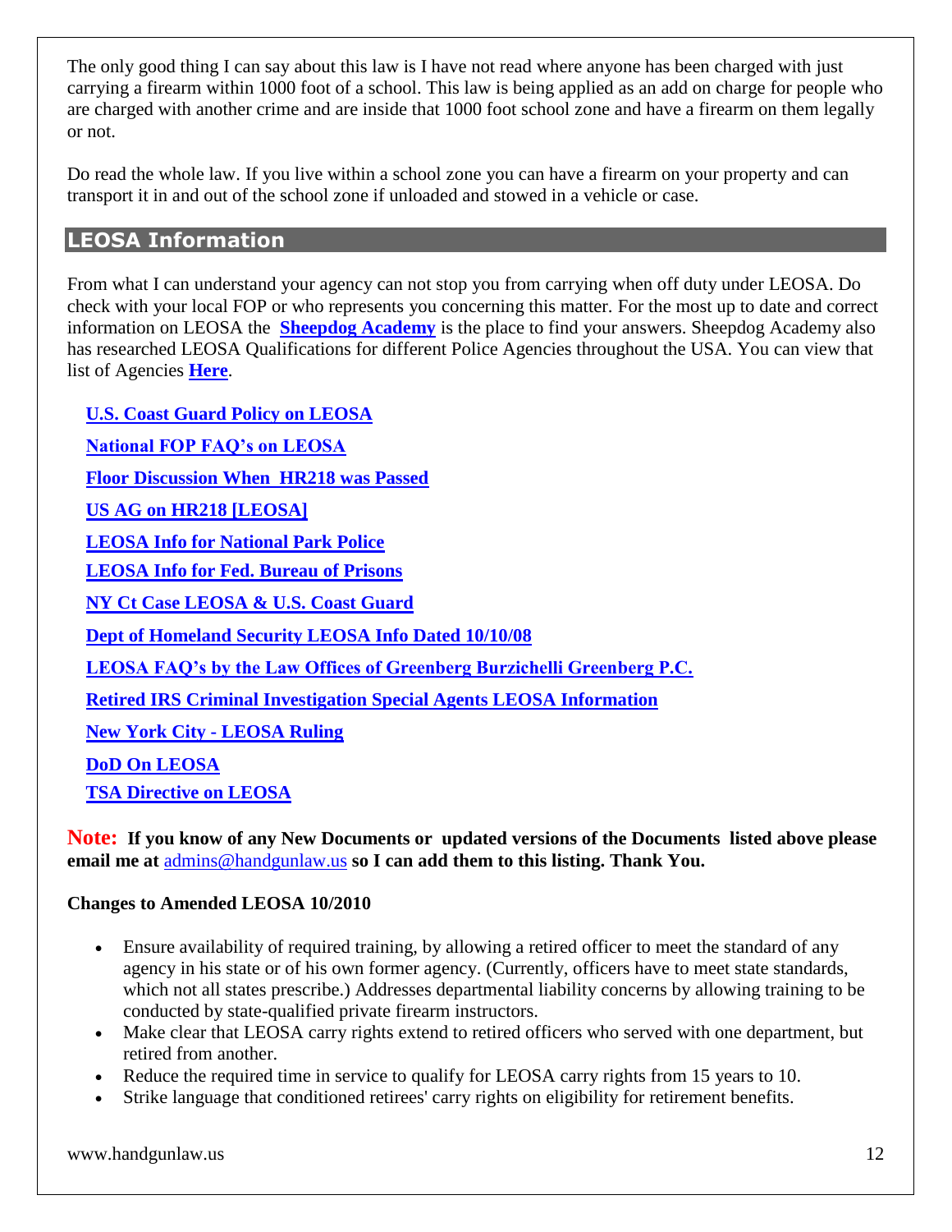The only good thing I can say about this law is I have not read where anyone has been charged with just carrying a firearm within 1000 foot of a school. This law is being applied as an add on charge for people who are charged with another crime and are inside that 1000 foot school zone and have a firearm on them legally or not.

Do read the whole law. If you live within a school zone you can have a firearm on your property and can transport it in and out of the school zone if unloaded and stowed in a vehicle or case.

## LEOSA Information

From what I can understand your agency can not stop you from carrying when off duty under LEOSA. Do check with your local FOP or who represents you concerning this matter. For the most up to date and correct information on LEOSA the **Sheepdog Academy** is the place to find your answers. Sheepdog Academy also has researched LEOSA Qualifications for different Police Agencies throughout the USA. You can view that list of Agencies **Here**.

**U.S. Coast Guard Policy on LEOSA**

**National FOP FAQ's on LEOSA**

**Floor Discussion When HR218 was Passed**

**US AG on HR218 [LEOSA]**

**LEOSA Info for National Park Police**

**LEOSA Info for Fed. Bureau of Prisons**

**NY Ct Case LEOSA & U.S. Coast Guard**

**Dept of Homeland Security LEOSA Info Dated 10/10/08**

**LEOSA FAQ's by the Law Offices of Greenberg Burzichelli Greenberg P.C.**

**Retired IRS Criminal Investigation Special Agents LEOSA Information**

**New York City - LEOSA Ruling**

**DoD On LEOSA**

**TSA Directive on LEOSA**

**Note: If you know of any New Documents or updated versions of the Documents listed above please email me at** admins@handgunlaw.us **so I can add them to this listing. Thank You.**

**Changes to Amended LEOSA 10/2010**

- Ensure availability of required training, by allowing a retired officer to meet the standard of any agency in his state or of his own former agency. (Currently, officers have to meet state standards, which not all states prescribe.) Addresses departmental liability concerns by allowing training to be conducted by state-qualified private firearm instructors.
- Make clear that LEOSA carry rights extend to retired officers who served with one department, but retired from another.
- Reduce the required time in service to qualify for LEOSA carry rights from 15 years to 10.
- Strike language that conditioned retirees' carry rights on eligibility for retirement benefits.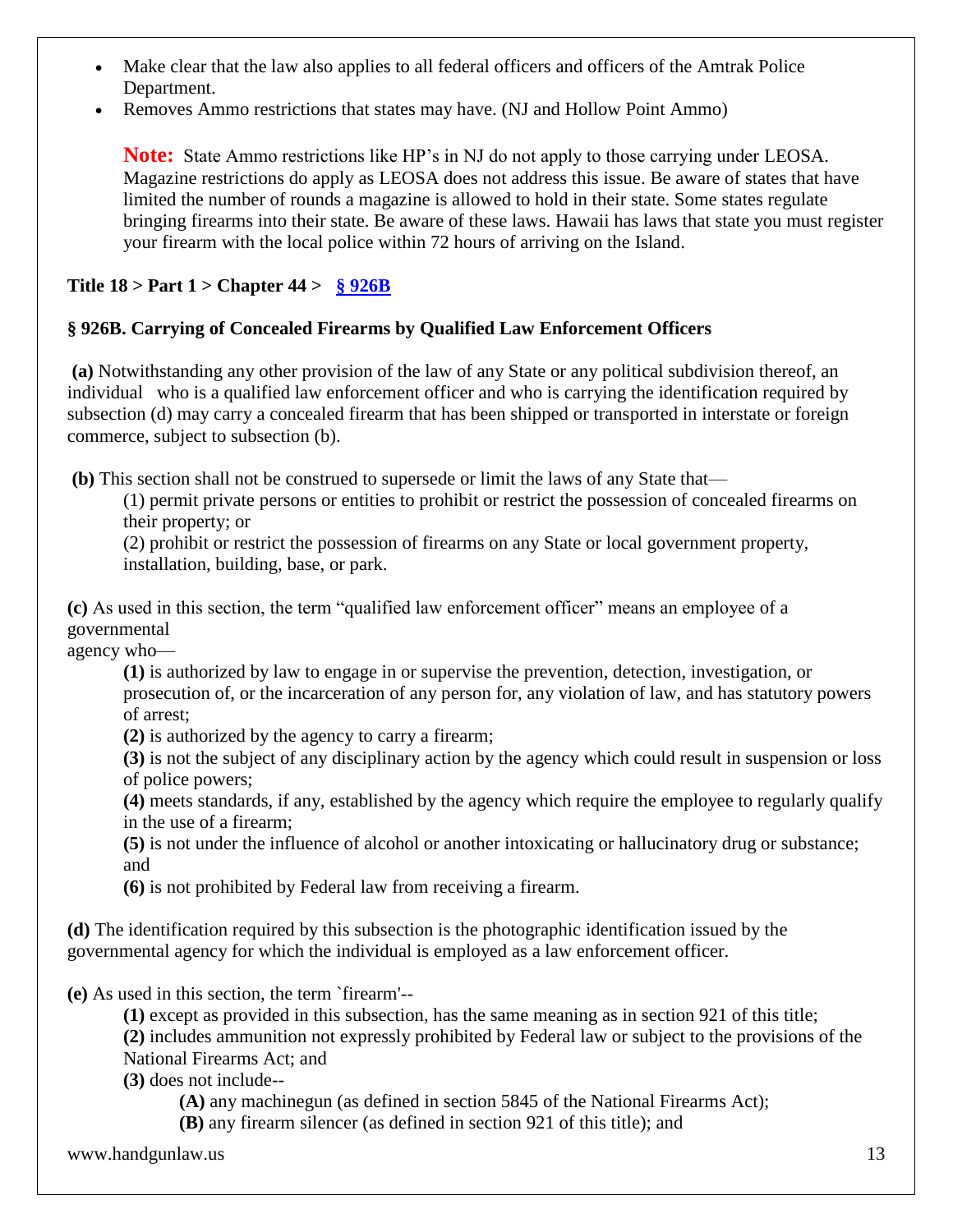- Make clear that the law also applies to all federal officers and officers of the Amtrak Police Department.
- Removes Ammo restrictions that states may have. (NJ and Hollow Point Ammo)

> **Note:** State Ammo restrictions like HP's in NJ do not apply to those carrying under LEOSA. Magazine restrictions do apply as LEOSA does not address this issue. Be aware of states that have limited the number of rounds a magazine is allowed to hold in their state. Some states regulate bringing firearms into their state. Be aware of these laws. Hawaii has laws that state you must register your firearm with the local police within 72 hours of arriving on the Island.

**Title 18 > Part 1 > Chapter 44 > § 926B**

**§ 926B. Carrying of Concealed Firearms by Qualified Law Enforcement Officers**

**(a)** Notwithstanding any other provision of the law of any State or any political subdivision thereof, an individual who is a qualified law enforcement officer and who is carrying the identification required by subsection (d) may carry a concealed firearm that has been shipped or transported in interstate or foreign commerce, subject to subsection (b).

**(b)** This section shall not be construed to supersede or limit the laws of any State that—

(1) permit private persons or entities to prohibit or restrict the possession of concealed firearms on their property; or

(2) prohibit or restrict the possession of firearms on any State or local government property, installation, building, base, or park.

**(c)** As used in this section, the term "qualified law enforcement officer" means an employee of a governmental agency who—

**(1)** is authorized by law to engage in or supervise the prevention, detection, investigation, or prosecution of, or the incarceration of any person for, any violation of law, and has statutory powers of arrest;

**(2)** is authorized by the agency to carry a firearm;

**(3)** is not the subject of any disciplinary action by the agency which could result in suspension or loss of police powers;

**(4)** meets standards, if any, established by the agency which require the employee to regularly qualify in the use of a firearm;

**(5)** is not under the influence of alcohol or another intoxicating or hallucinatory drug or substance; and

**(6)** is not prohibited by Federal law from receiving a firearm.

**(d)** The identification required by this subsection is the photographic identification issued by the governmental agency for which the individual is employed as a law enforcement officer.

**(e)** As used in this section, the term `firearm'--

**(1)** except as provided in this subsection, has the same meaning as in section 921 of this title;

**(2)** includes ammunition not expressly prohibited by Federal law or subject to the provisions of the National Firearms Act; and

**(3)** does not include--

**(A)** any machinegun (as defined in section 5845 of the National Firearms Act);

**(B)** any firearm silencer (as defined in section 921 of this title); and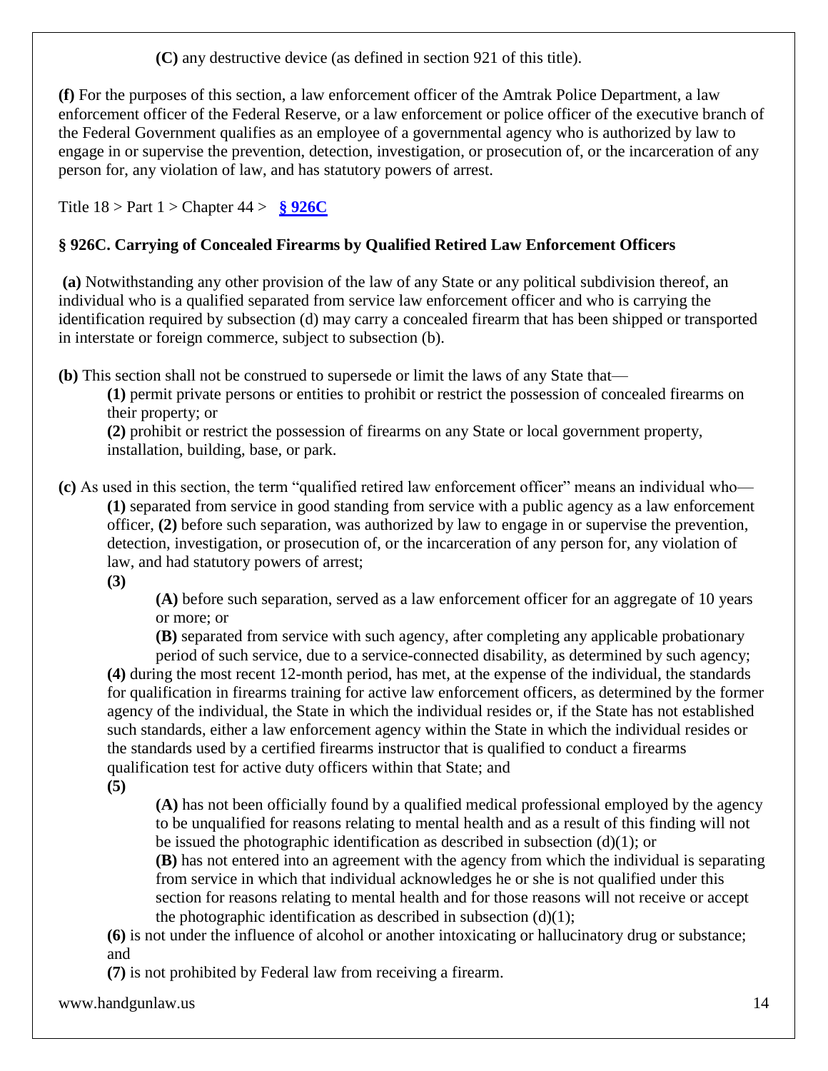**(C)** any destructive device (as defined in section 921 of this title).

**(f)** For the purposes of this section, a law enforcement officer of the Amtrak Police Department, a law enforcement officer of the Federal Reserve, or a law enforcement or police officer of the executive branch of the Federal Government qualifies as an employee of a governmental agency who is authorized by law to engage in or supervise the prevention, detection, investigation, or prosecution of, or the incarceration of any person for, any violation of law, and has statutory powers of arrest.

Title 18 > Part 1 > Chapter 44 > **§ 926C**

### § 926C. Carrying of Concealed Firearms by Qualified Retired Law Enforcement Officers

**(a)** Notwithstanding any other provision of the law of any State or any political subdivision thereof, an individual who is a qualified separated from service law enforcement officer and who is carrying the identification required by subsection (d) may carry a concealed firearm that has been shipped or transported in interstate or foreign commerce, subject to subsection (b).

**(b)** This section shall not be construed to supersede or limit the laws of any State that—

> **(1)** permit private persons or entities to prohibit or restrict the possession of concealed firearms on their property; or
>
> **(2)** prohibit or restrict the possession of firearms on any State or local government property, installation, building, base, or park.

**(c)** As used in this section, the term "qualified retired law enforcement officer" means an individual who—

> **(1)** separated from service in good standing from service with a public agency as a law enforcement officer, **(2)** before such separation, was authorized by law to engage in or supervise the prevention, detection, investigation, or prosecution of, or the incarceration of any person for, any violation of law, and had statutory powers of arrest;
>
> **(3)**
>
> > **(A)** before such separation, served as a law enforcement officer for an aggregate of 10 years or more; or
> >
> > **(B)** separated from service with such agency, after completing any applicable probationary period of such service, due to a service-connected disability, as determined by such agency;
>
> **(4)** during the most recent 12-month period, has met, at the expense of the individual, the standards for qualification in firearms training for active law enforcement officers, as determined by the former agency of the individual, the State in which the individual resides or, if the State has not established such standards, either a law enforcement agency within the State in which the individual resides or the standards used by a certified firearms instructor that is qualified to conduct a firearms qualification test for active duty officers within that State; and
>
> **(5)**
>
> > **(A)** has not been officially found by a qualified medical professional employed by the agency to be unqualified for reasons relating to mental health and as a result of this finding will not be issued the photographic identification as described in subsection (d)(1); or
> >
> > **(B)** has not entered into an agreement with the agency from which the individual is separating from service in which that individual acknowledges he or she is not qualified under this section for reasons relating to mental health and for those reasons will not receive or accept the photographic identification as described in subsection (d)(1);
>
> **(6)** is not under the influence of alcohol or another intoxicating or hallucinatory drug or substance; and
>
> **(7)** is not prohibited by Federal law from receiving a firearm.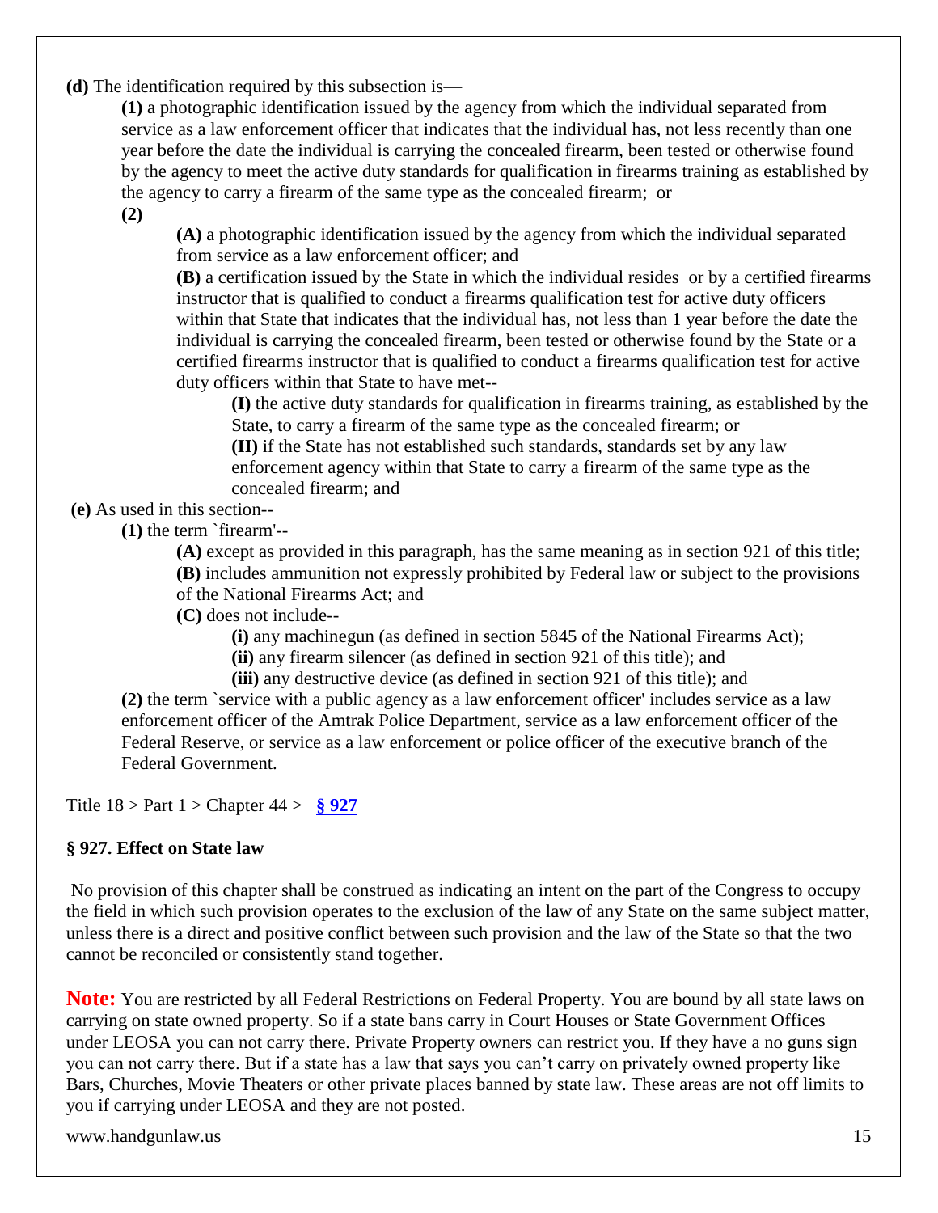**(d)** The identification required by this subsection is—

> **(1)** a photographic identification issued by the agency from which the individual separated from service as a law enforcement officer that indicates that the individual has, not less recently than one year before the date the individual is carrying the concealed firearm, been tested or otherwise found by the agency to meet the active duty standards for qualification in firearms training as established by the agency to carry a firearm of the same type as the concealed firearm; or
>
> **(2)**
>
> > **(A)** a photographic identification issued by the agency from which the individual separated from service as a law enforcement officer; and
> >
> > **(B)** a certification issued by the State in which the individual resides or by a certified firearms instructor that is qualified to conduct a firearms qualification test for active duty officers within that State that indicates that the individual has, not less than 1 year before the date the individual is carrying the concealed firearm, been tested or otherwise found by the State or a certified firearms instructor that is qualified to conduct a firearms qualification test for active duty officers within that State to have met--
> >
> > > **(I)** the active duty standards for qualification in firearms training, as established by the State, to carry a firearm of the same type as the concealed firearm; or
> > >
> > > **(II)** if the State has not established such standards, standards set by any law enforcement agency within that State to carry a firearm of the same type as the concealed firearm; and

**(e)** As used in this section--

> **(1)** the term `firearm'--
>
> > **(A)** except as provided in this paragraph, has the same meaning as in section 921 of this title;
> >
> > **(B)** includes ammunition not expressly prohibited by Federal law or subject to the provisions of the National Firearms Act; and
> >
> > **(C)** does not include--
> >
> > > **(i)** any machinegun (as defined in section 5845 of the National Firearms Act);
> > >
> > > **(ii)** any firearm silencer (as defined in section 921 of this title); and
> > >
> > > **(iii)** any destructive device (as defined in section 921 of this title); and
>
> **(2)** the term `service with a public agency as a law enforcement officer' includes service as a law enforcement officer of the Amtrak Police Department, service as a law enforcement officer of the Federal Reserve, or service as a law enforcement or police officer of the executive branch of the Federal Government.

Title 18 > Part 1 > Chapter 44 > **§ 927**

### § 927. Effect on State law

No provision of this chapter shall be construed as indicating an intent on the part of the Congress to occupy the field in which such provision operates to the exclusion of the law of any State on the same subject matter, unless there is a direct and positive conflict between such provision and the law of the State so that the two cannot be reconciled or consistently stand together.

**Note:** You are restricted by all Federal Restrictions on Federal Property. You are bound by all state laws on carrying on state owned property. So if a state bans carry in Court Houses or State Government Offices under LEOSA you can not carry there. Private Property owners can restrict you. If they have a no guns sign you can not carry there. But if a state has a law that says you can't carry on privately owned property like Bars, Churches, Movie Theaters or other private places banned by state law. These areas are not off limits to you if carrying under LEOSA and they are not posted.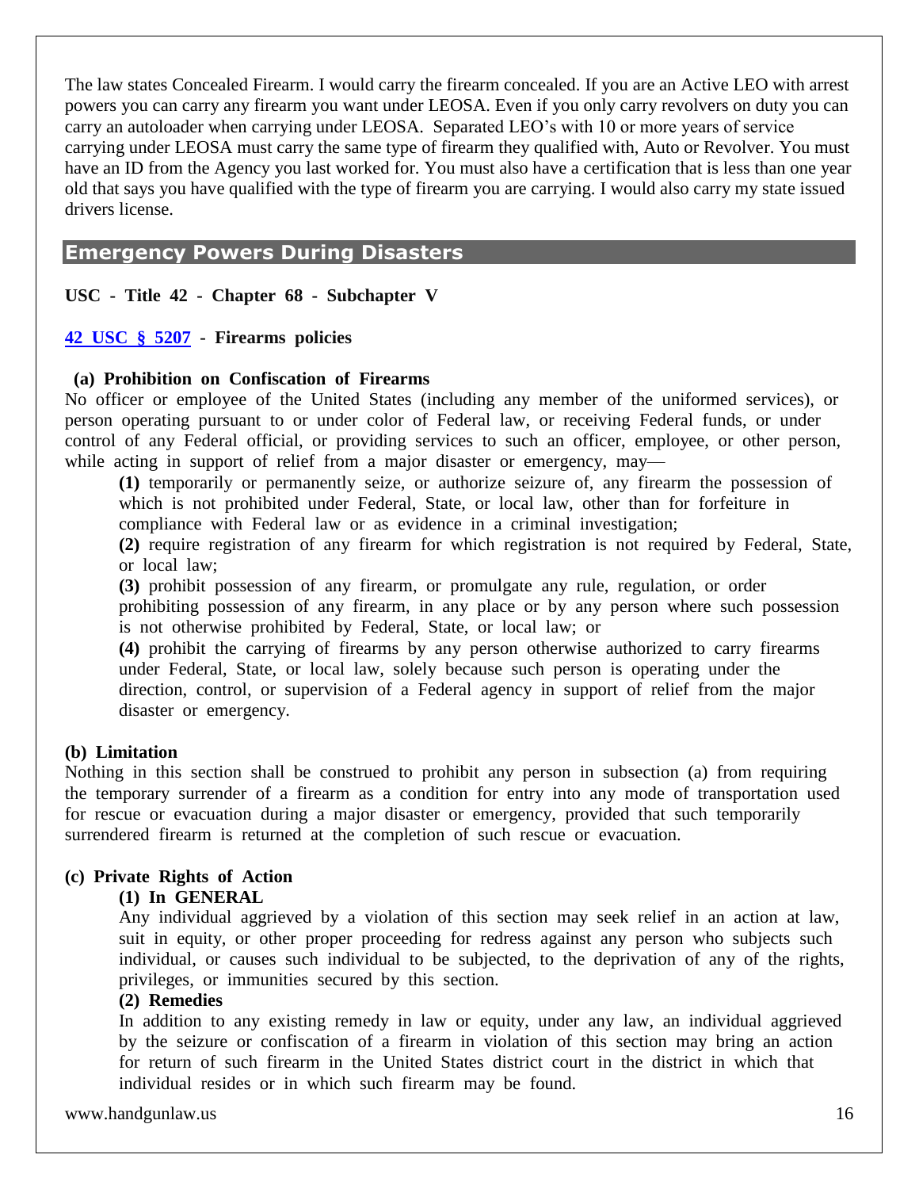The law states Concealed Firearm. I would carry the firearm concealed. If you are an Active LEO with arrest powers you can carry any firearm you want under LEOSA. Even if you only carry revolvers on duty you can carry an autoloader when carrying under LEOSA. Separated LEO's with 10 or more years of service carrying under LEOSA must carry the same type of firearm they qualified with, Auto or Revolver. You must have an ID from the Agency you last worked for. You must also have a certification that is less than one year old that says you have qualified with the type of firearm you are carrying. I would also carry my state issued drivers license.

## Emergency Powers During Disasters

**USC - Title 42 - Chapter 68 - Subchapter V**

**42 USC § 5207 - Firearms policies**

**(a) Prohibition on Confiscation of Firearms**

No officer or employee of the United States (including any member of the uniformed services), or person operating pursuant to or under color of Federal law, or receiving Federal funds, or under control of any Federal official, or providing services to such an officer, employee, or other person, while acting in support of relief from a major disaster or emergency, may—

> **(1)** temporarily or permanently seize, or authorize seizure of, any firearm the possession of which is not prohibited under Federal, State, or local law, other than for forfeiture in compliance with Federal law or as evidence in a criminal investigation;
>
> **(2)** require registration of any firearm for which registration is not required by Federal, State, or local law;
>
> **(3)** prohibit possession of any firearm, or promulgate any rule, regulation, or order prohibiting possession of any firearm, in any place or by any person where such possession is not otherwise prohibited by Federal, State, or local law; or
>
> **(4)** prohibit the carrying of firearms by any person otherwise authorized to carry firearms under Federal, State, or local law, solely because such person is operating under the direction, control, or supervision of a Federal agency in support of relief from the major disaster or emergency.

**(b) Limitation**

Nothing in this section shall be construed to prohibit any person in subsection (a) from requiring the temporary surrender of a firearm as a condition for entry into any mode of transportation used for rescue or evacuation during a major disaster or emergency, provided that such temporarily surrendered firearm is returned at the completion of such rescue or evacuation.

**(c) Private Rights of Action**

> **(1) In GENERAL**
>
> Any individual aggrieved by a violation of this section may seek relief in an action at law, suit in equity, or other proper proceeding for redress against any person who subjects such individual, or causes such individual to be subjected, to the deprivation of any of the rights, privileges, or immunities secured by this section.
>
> **(2) Remedies**
>
> In addition to any existing remedy in law or equity, under any law, an individual aggrieved by the seizure or confiscation of a firearm in violation of this section may bring an action for return of such firearm in the United States district court in the district in which that individual resides or in which such firearm may be found.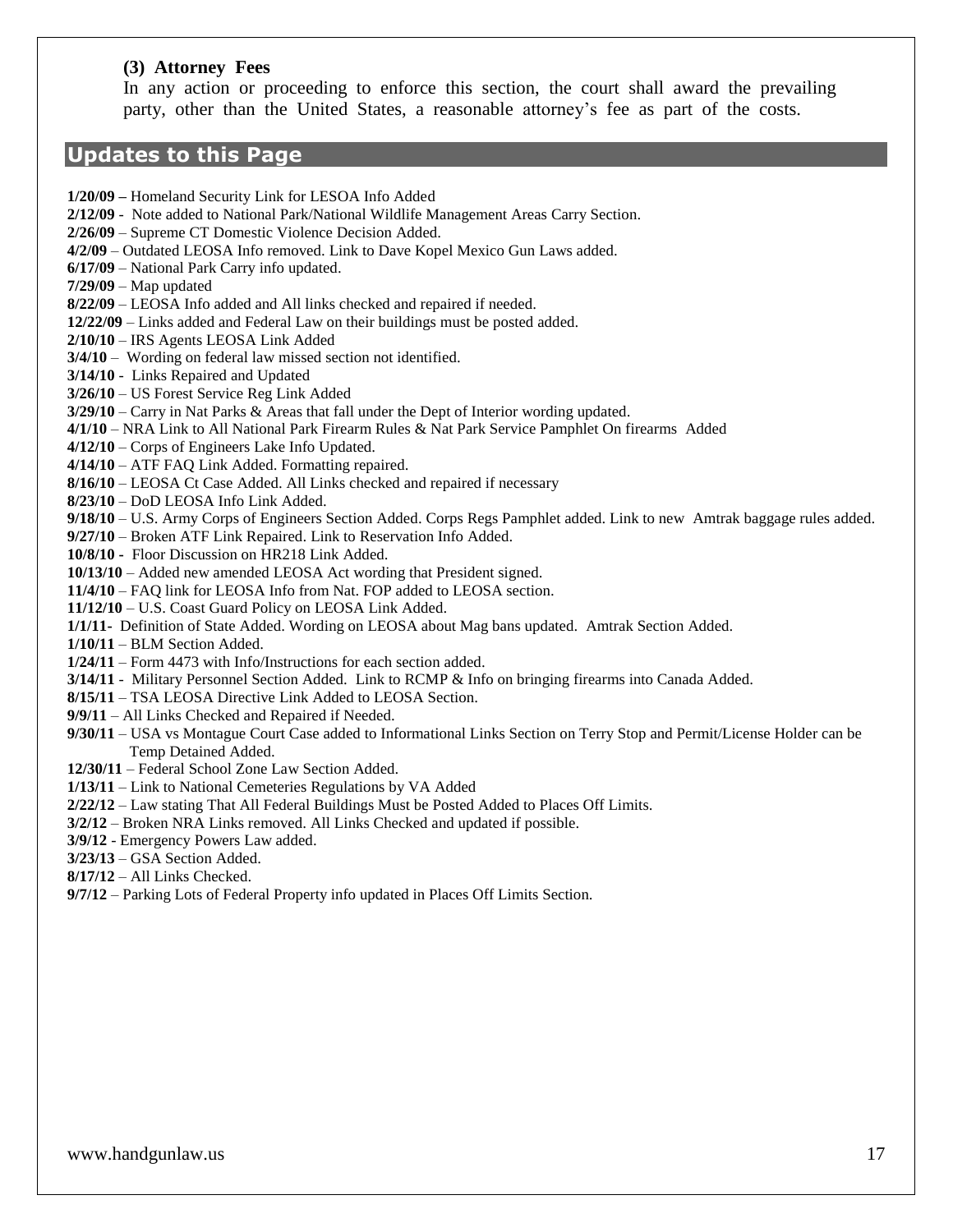**(3) Attorney Fees**

In any action or proceeding to enforce this section, the court shall award the prevailing party, other than the United States, a reasonable attorney's fee as part of the costs.

## Updates to this Page

**1/20/09 –** Homeland Security Link for LESOA Info Added
**2/12/09** - Note added to National Park/National Wildlife Management Areas Carry Section.
**2/26/09** – Supreme CT Domestic Violence Decision Added.
**4/2/09** – Outdated LEOSA Info removed. Link to Dave Kopel Mexico Gun Laws added.
**6/17/09** – National Park Carry info updated.
**7/29/09** – Map updated
**8/22/09** – LEOSA Info added and All links checked and repaired if needed.
**12/22/09** – Links added and Federal Law on their buildings must be posted added.
**2/10/10** – IRS Agents LEOSA Link Added
**3/4/10** – Wording on federal law missed section not identified.
**3/14/10** - Links Repaired and Updated
**3/26/10** – US Forest Service Reg Link Added
**3/29/10** – Carry in Nat Parks & Areas that fall under the Dept of Interior wording updated.
**4/1/10** – NRA Link to All National Park Firearm Rules & Nat Park Service Pamphlet On firearms Added
**4/12/10** – Corps of Engineers Lake Info Updated.
**4/14/10** – ATF FAQ Link Added. Formatting repaired.
**8/16/10** – LEOSA Ct Case Added. All Links checked and repaired if necessary
**8/23/10** – DoD LEOSA Info Link Added.
**9/18/10** – U.S. Army Corps of Engineers Section Added. Corps Regs Pamphlet added. Link to new Amtrak baggage rules added.
**9/27/10** – Broken ATF Link Repaired. Link to Reservation Info Added.
**10/8/10 -** Floor Discussion on HR218 Link Added.
**10/13/10** – Added new amended LEOSA Act wording that President signed.
**11/4/10** – FAQ link for LEOSA Info from Nat. FOP added to LEOSA section.
**11/12/10** – U.S. Coast Guard Policy on LEOSA Link Added.
**1/1/11-** Definition of State Added. Wording on LEOSA about Mag bans updated. Amtrak Section Added.
**1/10/11** – BLM Section Added.
**1/24/11** – Form 4473 with Info/Instructions for each section added.
**3/14/11** - Military Personnel Section Added. Link to RCMP & Info on bringing firearms into Canada Added.
**8/15/11** – TSA LEOSA Directive Link Added to LEOSA Section.
**9/9/11** – All Links Checked and Repaired if Needed.
**9/30/11** – USA vs Montague Court Case added to Informational Links Section on Terry Stop and Permit/License Holder can be Temp Detained Added.
**12/30/11** – Federal School Zone Law Section Added.
**1/13/11** – Link to National Cemeteries Regulations by VA Added
**2/22/12** – Law stating That All Federal Buildings Must be Posted Added to Places Off Limits.
**3/2/12** – Broken NRA Links removed. All Links Checked and updated if possible.
**3/9/12** - Emergency Powers Law added.
**3/23/13** – GSA Section Added.
**8/17/12** – All Links Checked.
**9/7/12** – Parking Lots of Federal Property info updated in Places Off Limits Section.